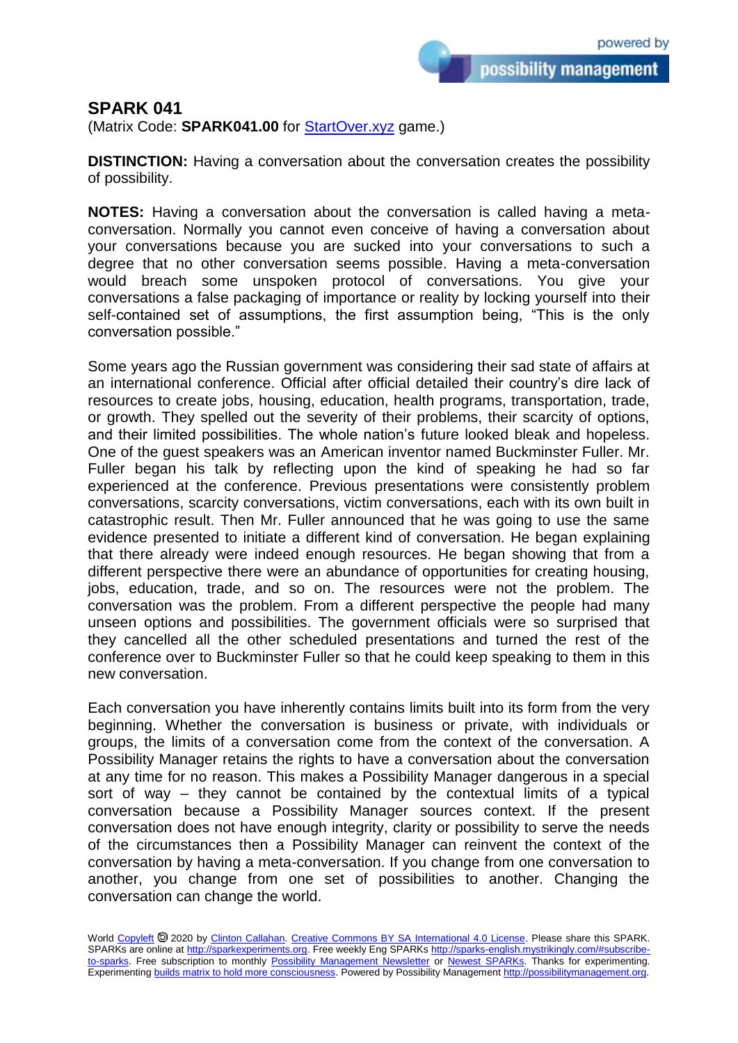# SPARK 041

(Matrix Code: **SPARK041.00** for StartOver.xyz game.)

**DISTINCTION:** Having a conversation about the conversation creates the possibility of possibility.

**NOTES:** Having a conversation about the conversation is called having a meta-conversation. Normally you cannot even conceive of having a conversation about your conversations because you are sucked into your conversations to such a degree that no other conversation seems possible. Having a meta-conversation would breach some unspoken protocol of conversations. You give your conversations a false packaging of importance or reality by locking yourself into their self-contained set of assumptions, the first assumption being, "This is the only conversation possible."

Some years ago the Russian government was considering their sad state of affairs at an international conference. Official after official detailed their country's dire lack of resources to create jobs, housing, education, health programs, transportation, trade, or growth. They spelled out the severity of their problems, their scarcity of options, and their limited possibilities. The whole nation's future looked bleak and hopeless. One of the guest speakers was an American inventor named Buckminster Fuller. Mr. Fuller began his talk by reflecting upon the kind of speaking he had so far experienced at the conference. Previous presentations were consistently problem conversations, scarcity conversations, victim conversations, each with its own built in catastrophic result. Then Mr. Fuller announced that he was going to use the same evidence presented to initiate a different kind of conversation. He began explaining that there already were indeed enough resources. He began showing that from a different perspective there were an abundance of opportunities for creating housing, jobs, education, trade, and so on. The resources were not the problem. The conversation was the problem. From a different perspective the people had many unseen options and possibilities. The government officials were so surprised that they cancelled all the other scheduled presentations and turned the rest of the conference over to Buckminster Fuller so that he could keep speaking to them in this new conversation.

Each conversation you have inherently contains limits built into its form from the very beginning. Whether the conversation is business or private, with individuals or groups, the limits of a conversation come from the context of the conversation. A Possibility Manager retains the rights to have a conversation about the conversation at any time for no reason. This makes a Possibility Manager dangerous in a special sort of way – they cannot be contained by the contextual limits of a typical conversation because a Possibility Manager sources context. If the present conversation does not have enough integrity, clarity or possibility to serve the needs of the circumstances then a Possibility Manager can reinvent the context of the conversation by having a meta-conversation. If you change from one conversation to another, you change from one set of possibilities to another. Changing the conversation can change the world.

World Copyleft 🄯 2020 by Clinton Callahan. Creative Commons BY SA International 4.0 License. Please share this SPARK. SPARKs are online at http://sparkexperiments.org. Free weekly Eng SPARKs http://sparks-english.mystrikingly.com/#subscribe-to-sparks. Free subscription to monthly Possibility Management Newsletter or Newest SPARKs. Thanks for experimenting. Experimenting builds matrix to hold more consciousness. Powered by Possibility Management http://possibilitymanagement.org.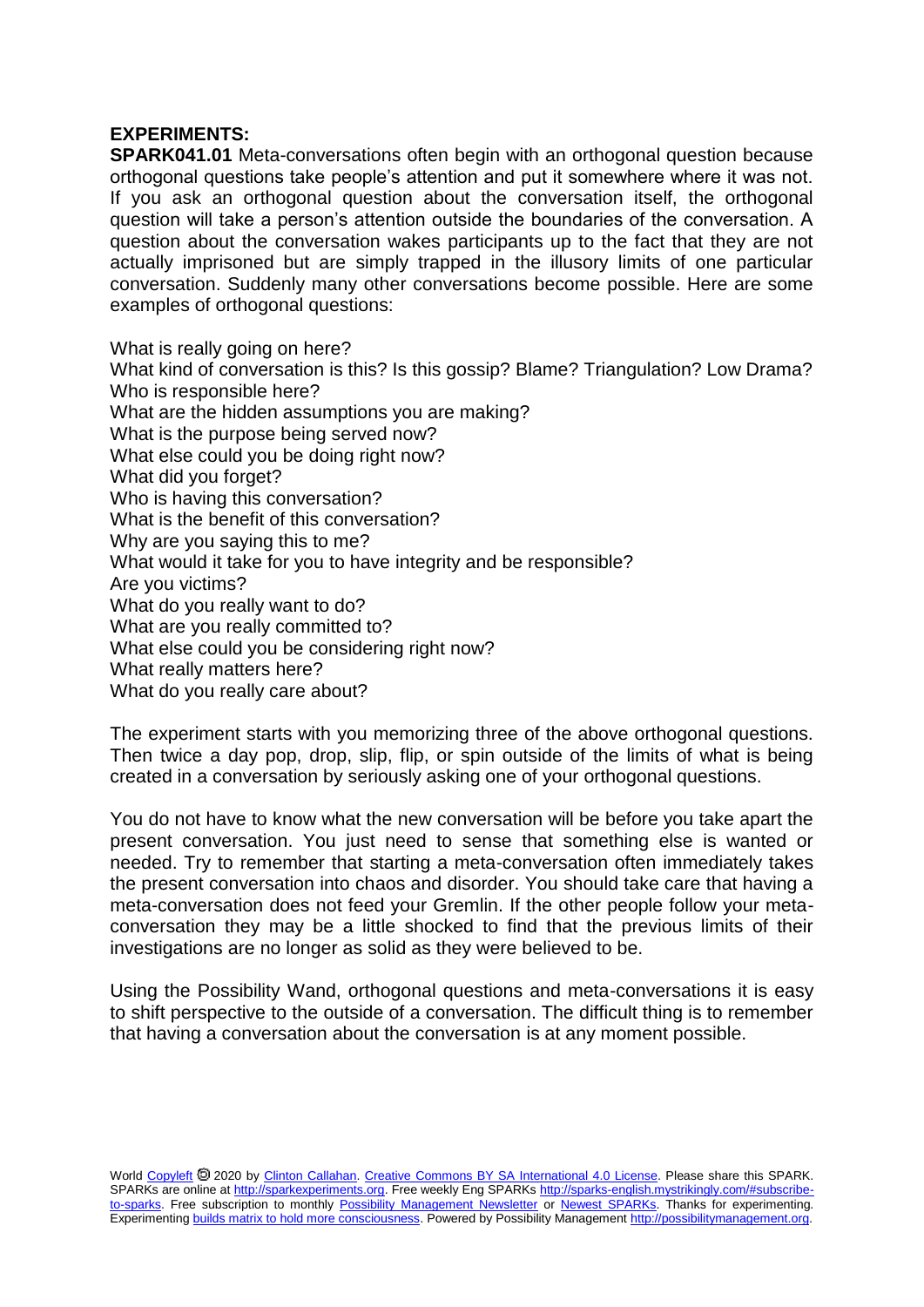**EXPERIMENTS:**

**SPARK041.01** Meta-conversations often begin with an orthogonal question because orthogonal questions take people's attention and put it somewhere where it was not. If you ask an orthogonal question about the conversation itself, the orthogonal question will take a person's attention outside the boundaries of the conversation. A question about the conversation wakes participants up to the fact that they are not actually imprisoned but are simply trapped in the illusory limits of one particular conversation. Suddenly many other conversations become possible. Here are some examples of orthogonal questions:

What is really going on here?
What kind of conversation is this? Is this gossip? Blame? Triangulation? Low Drama?
Who is responsible here?
What are the hidden assumptions you are making?
What is the purpose being served now?
What else could you be doing right now?
What did you forget?
Who is having this conversation?
What is the benefit of this conversation?
Why are you saying this to me?
What would it take for you to have integrity and be responsible?
Are you victims?
What do you really want to do?
What are you really committed to?
What else could you be considering right now?
What really matters here?
What do you really care about?

The experiment starts with you memorizing three of the above orthogonal questions. Then twice a day pop, drop, slip, flip, or spin outside of the limits of what is being created in a conversation by seriously asking one of your orthogonal questions.

You do not have to know what the new conversation will be before you take apart the present conversation. You just need to sense that something else is wanted or needed. Try to remember that starting a meta-conversation often immediately takes the present conversation into chaos and disorder. You should take care that having a meta-conversation does not feed your Gremlin. If the other people follow your meta-conversation they may be a little shocked to find that the previous limits of their investigations are no longer as solid as they were believed to be.

Using the Possibility Wand, orthogonal questions and meta-conversations it is easy to shift perspective to the outside of a conversation. The difficult thing is to remember that having a conversation about the conversation is at any moment possible.

World Copyleft 🄯 2020 by Clinton Callahan. Creative Commons BY SA International 4.0 License. Please share this SPARK. SPARKs are online at http://sparkexperiments.org. Free weekly Eng SPARKs http://sparks-english.mystrikingly.com/#subscribe-to-sparks. Free subscription to monthly Possibility Management Newsletter or Newest SPARKs. Thanks for experimenting. Experimenting builds matrix to hold more consciousness. Powered by Possibility Management http://possibilitymanagement.org.